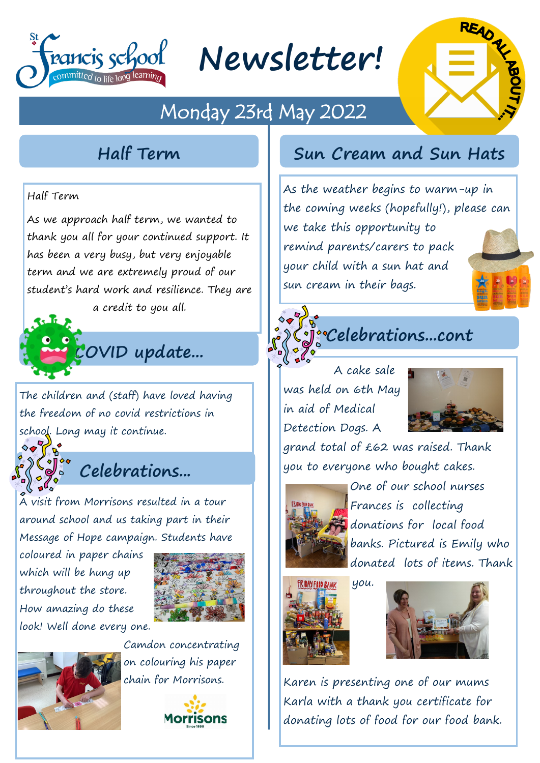St Francis school — committed to life long learning

# Newsletter!

READ ALL ABOUT IT...

Monday 23rd May 2022

## Half Term

Half Term

As we approach half term, we wanted to thank you all for your continued support. It has been a very busy, but very enjoyable term and we are extremely proud of our student's hard work and resilience. They are a credit to you all.

## COVID update...

The children and (staff) have loved having the freedom of no covid restrictions in school. Long may it continue.

## Celebrations...

A visit from Morrisons resulted in a tour around school and us taking part in their Message of Hope campaign. Students have coloured in paper chains which will be hung up throughout the store. How amazing do these look! Well done every one.

Camdon concentrating on colouring his paper chain for Morrisons.

## Sun Cream and Sun Hats

As the weather begins to warm-up in the coming weeks (hopefully!), please can we take this opportunity to remind parents/carers to pack your child with a sun hat and sun cream in their bags.

## Celebrations...cont

A cake sale was held on 6th May in aid of Medical Detection Dogs. A grand total of £62 was raised. Thank you to everyone who bought cakes.

One of our school nurses Frances is collecting donations for local food banks. Pictured is Emily who donated lots of items. Thank you.

Karen is presenting one of our mums Karla with a thank you certificate for donating lots of food for our food bank.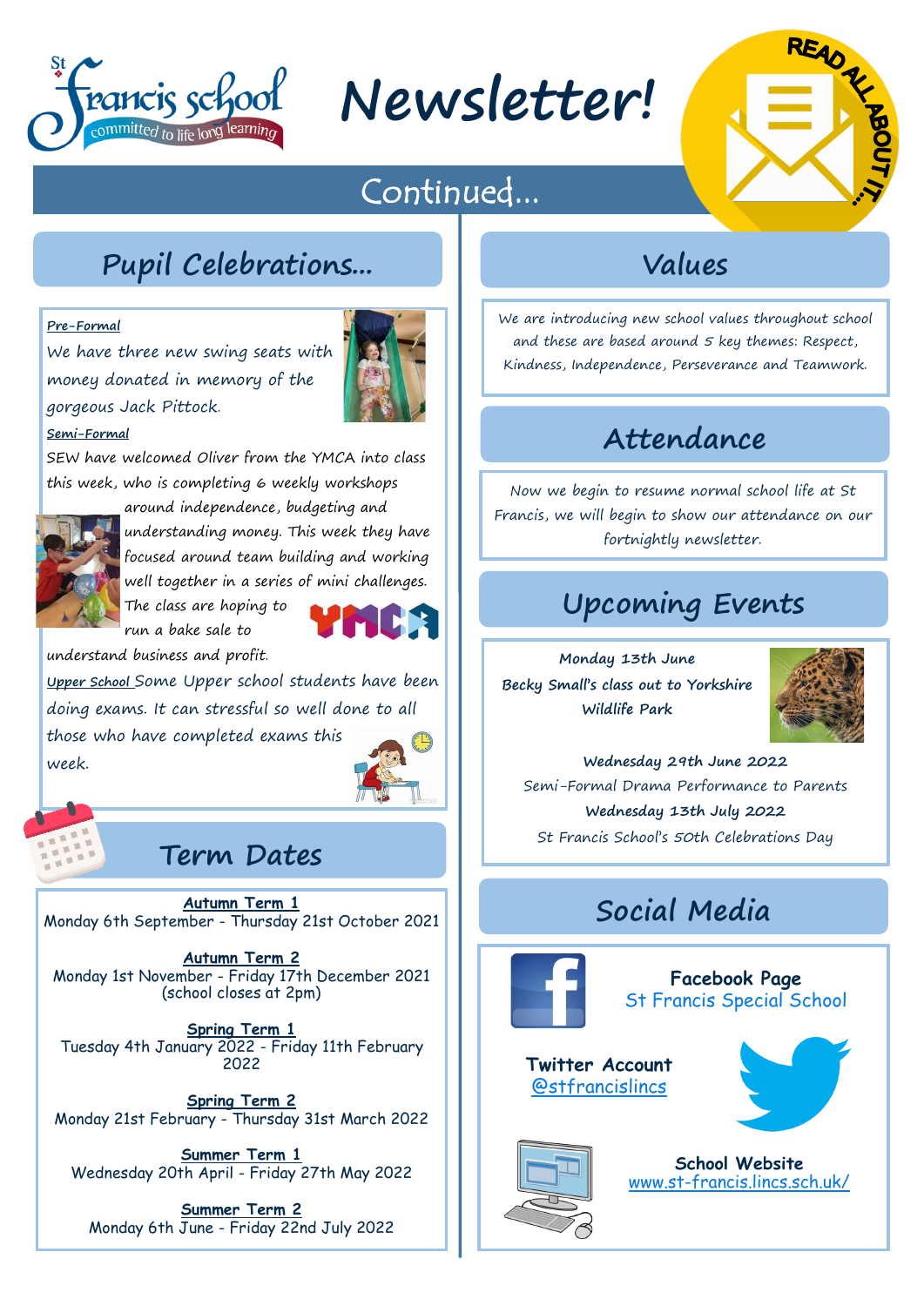# Newsletter!

## Continued...

READ ALL ABOUT IT...

## Pupil Celebrations...

__Pre-Formal__

We have three new swing seats with money donated in memory of the gorgeous Jack Pittock.

__Semi-Formal__

SEW have welcomed Oliver from the YMCA into class this week, who is completing 6 weekly workshops around independence, budgeting and understanding money. This week they have focused around team building and working well together in a series of mini challenges. The class are hoping to run a bake sale to understand business and profit.

__Upper School__ Some Upper school students have been doing exams. It can stressful so well done to all those who have completed exams this week.

## Term Dates

__Autumn Term 1__
Monday 6th September - Thursday 21st October 2021

__Autumn Term 2__
Monday 1st November - Friday 17th December 2021
(school closes at 2pm)

__Spring Term 1__
Tuesday 4th January 2022 - Friday 11th February 2022

__Spring Term 2__
Monday 21st February - Thursday 31st March 2022

__Summer Term 1__
Wednesday 20th April - Friday 27th May 2022

__Summer Term 2__
Monday 6th June - Friday 22nd July 2022

## Values

We are introducing new school values throughout school and these are based around 5 key themes: Respect, Kindness, Independence, Perseverance and Teamwork.

## Attendance

Now we begin to resume normal school life at St Francis, we will begin to show our attendance on our fortnightly newsletter.

## Upcoming Events

**Monday 13th June**
**Becky Small's class out to Yorkshire Wildlife Park**

**Wednesday 29th June 2022**
Semi-Formal Drama Performance to Parents

**Wednesday 13th July 2022**
St Francis School's 50th Celebrations Day

## Social Media

**Facebook Page**
St Francis Special School

**Twitter Account**
@stfrancislincs

**School Website**
www.st-francis.lincs.sch.uk/